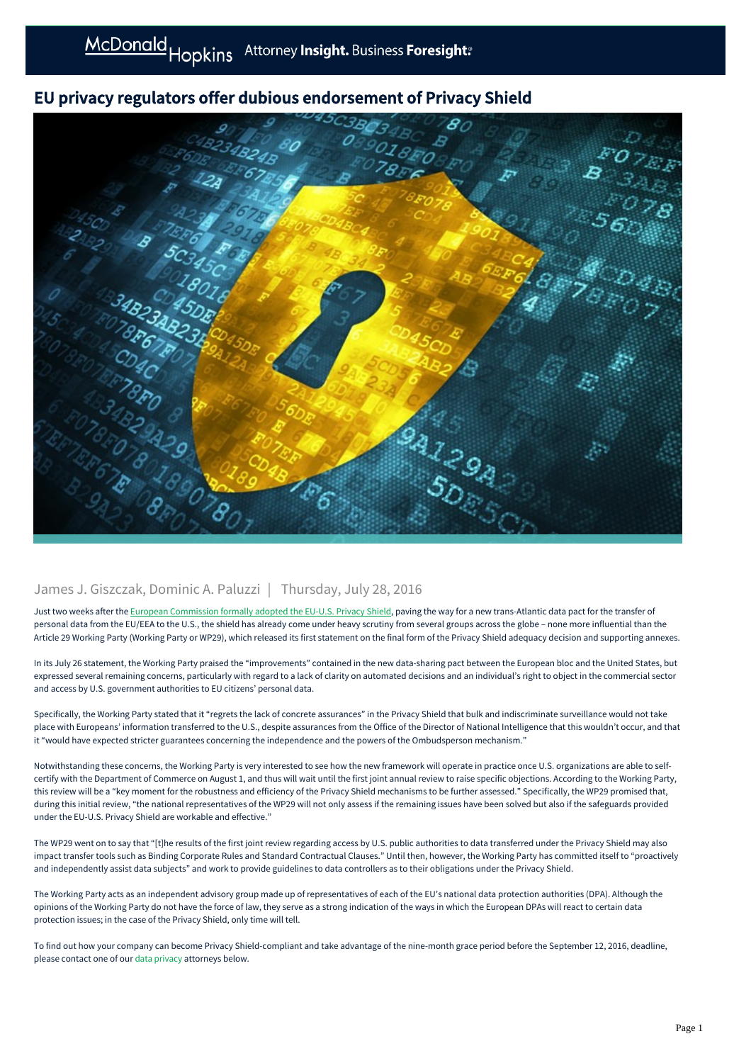# EU privacy regulators offer dubious endorsement of Privacy Shield

James J. Giszczak, Dominic A. Paluzzi | Thursday, July 28, 2016

Just two weeks after the European Commission formally adopted the EU-U.S. Privacy Shield, paving the way for a new trans-Atlantic data pact for the transfer of personal data from the EU/EEA to the U.S., the shield has already come under heavy scrutiny from several groups across the globe – none more influential than the Article 29 Working Party (Working Party or WP29), which released its first statement on the final form of the Privacy Shield adequacy decision and supporting annexes.

In its July 26 statement, the Working Party praised the "improvements" contained in the new data-sharing pact between the European bloc and the United States, but expressed several remaining concerns, particularly with regard to a lack of clarity on automated decisions and an individual's right to object in the commercial sector and access by U.S. government authorities to EU citizens' personal data.

Specifically, the Working Party stated that it "regrets the lack of concrete assurances" in the Privacy Shield that bulk and indiscriminate surveillance would not take place with Europeans' information transferred to the U.S., despite assurances from the Office of the Director of National Intelligence that this wouldn't occur, and that it "would have expected stricter guarantees concerning the independence and the powers of the Ombudsperson mechanism."

Notwithstanding these concerns, the Working Party is very interested to see how the new framework will operate in practice once U.S. organizations are able to self-certify with the Department of Commerce on August 1, and thus will wait until the first joint annual review to raise specific objections. According to the Working Party, this review will be a "key moment for the robustness and efficiency of the Privacy Shield mechanisms to be further assessed." Specifically, the WP29 promised that, during this initial review, "the national representatives of the WP29 will not only assess if the remaining issues have been solved but also if the safeguards provided under the EU-U.S. Privacy Shield are workable and effective."

The WP29 went on to say that "[t]he results of the first joint review regarding access by U.S. public authorities to data transferred under the Privacy Shield may also impact transfer tools such as Binding Corporate Rules and Standard Contractual Clauses." Until then, however, the Working Party has committed itself to "proactively and independently assist data subjects" and work to provide guidelines to data controllers as to their obligations under the Privacy Shield.

The Working Party acts as an independent advisory group made up of representatives of each of the EU's national data protection authorities (DPA). Although the opinions of the Working Party do not have the force of law, they serve as a strong indication of the ways in which the European DPAs will react to certain data protection issues; in the case of the Privacy Shield, only time will tell.

To find out how your company can become Privacy Shield-compliant and take advantage of the nine-month grace period before the September 12, 2016, deadline, please contact one of our data privacy attorneys below.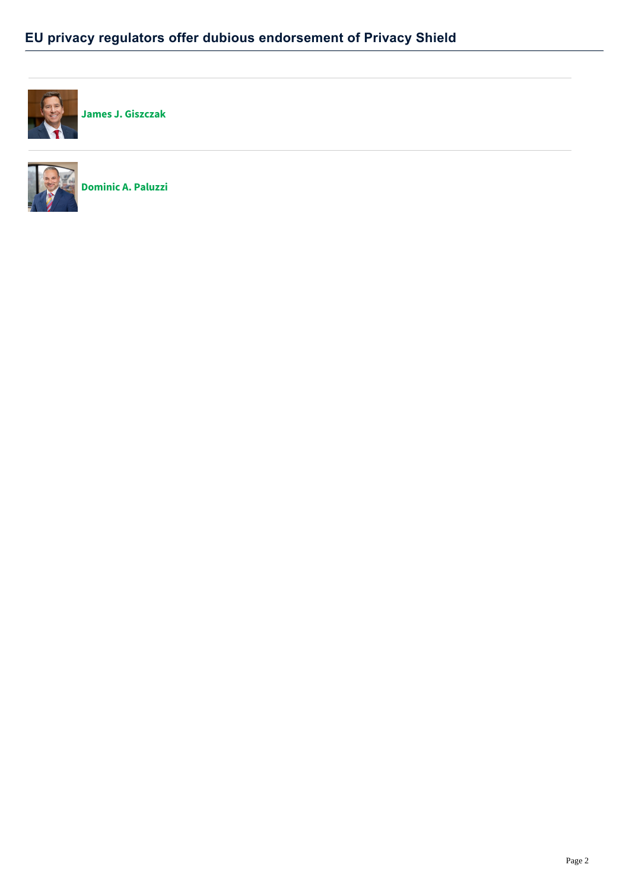**James J. Giszczak**

**Dominic A. Paluzzi**